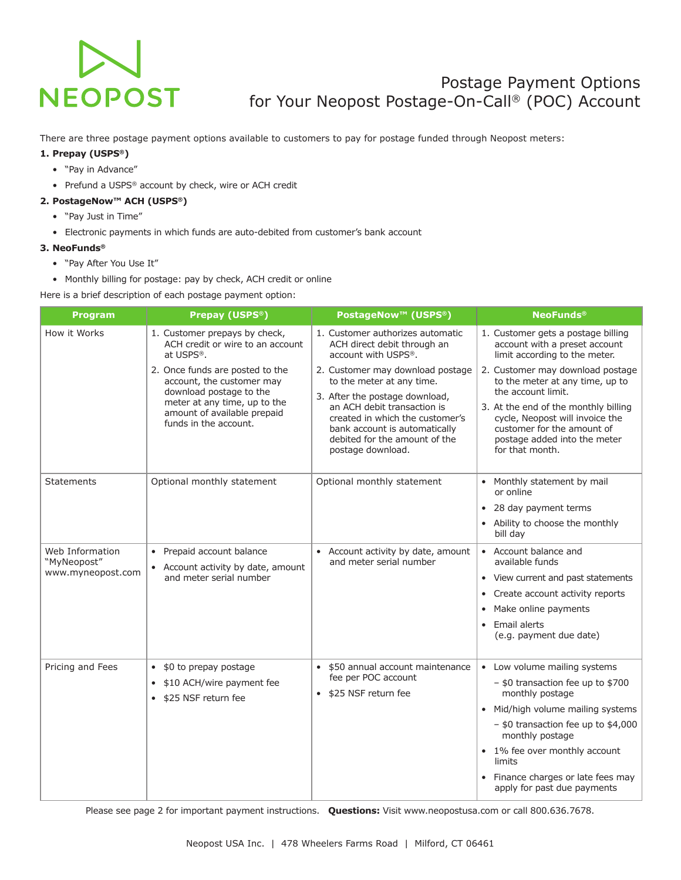NEOPOST

# Postage Payment Options for Your Neopost Postage-On-Call® (POC) Account

There are three postage payment options available to customers to pay for postage funded through Neopost meters:

**1. Prepay (USPS®)**

- "Pay in Advance"
- Prefund a USPS® account by check, wire or ACH credit

**2. PostageNow™ ACH (USPS®)**

- "Pay Just in Time"
- Electronic payments in which funds are auto-debited from customer's bank account

**3. NeoFunds®**

- "Pay After You Use It"
- Monthly billing for postage: pay by check, ACH credit or online

Here is a brief description of each postage payment option:

| Program | Prepay (USPS®) | PostageNow™ (USPS®) | NeoFunds® |
|---|---|---|---|
| How it Works | 1. Customer prepays by check, ACH credit or wire to an account at USPS®.<br>2. Once funds are posted to the account, the customer may download postage to the meter at any time, up to the amount of available prepaid funds in the account. | 1. Customer authorizes automatic ACH direct debit through an account with USPS®.<br>2. Customer may download postage to the meter at any time.<br>3. After the postage download, an ACH debit transaction is created in which the customer's bank account is automatically debited for the amount of the postage download. | 1. Customer gets a postage billing account with a preset account limit according to the meter.<br>2. Customer may download postage to the meter at any time, up to the account limit.<br>3. At the end of the monthly billing cycle, Neopost will invoice the customer for the amount of postage added into the meter for that month. |
| Statements | Optional monthly statement | Optional monthly statement | • Monthly statement by mail or online<br>• 28 day payment terms<br>• Ability to choose the monthly bill day |
| Web Information "MyNeopost" www.myneopost.com | • Prepaid account balance<br>• Account activity by date, amount and meter serial number | • Account activity by date, amount and meter serial number | • Account balance and available funds<br>• View current and past statements<br>• Create account activity reports<br>• Make online payments<br>• Email alerts (e.g. payment due date) |
| Pricing and Fees | • $0 to prepay postage<br>• $10 ACH/wire payment fee<br>• $25 NSF return fee | • $50 annual account maintenance fee per POC account<br>• $25 NSF return fee | • Low volume mailing systems<br>  – $0 transaction fee up to $700 monthly postage<br>• Mid/high volume mailing systems<br>  – $0 transaction fee up to $4,000 monthly postage<br>• 1% fee over monthly account limits<br>• Finance charges or late fees may apply for past due payments |

Please see page 2 for important payment instructions. **Questions:** Visit www.neopostusa.com or call 800.636.7678.

Neopost USA Inc. | 478 Wheelers Farms Road | Milford, CT 06461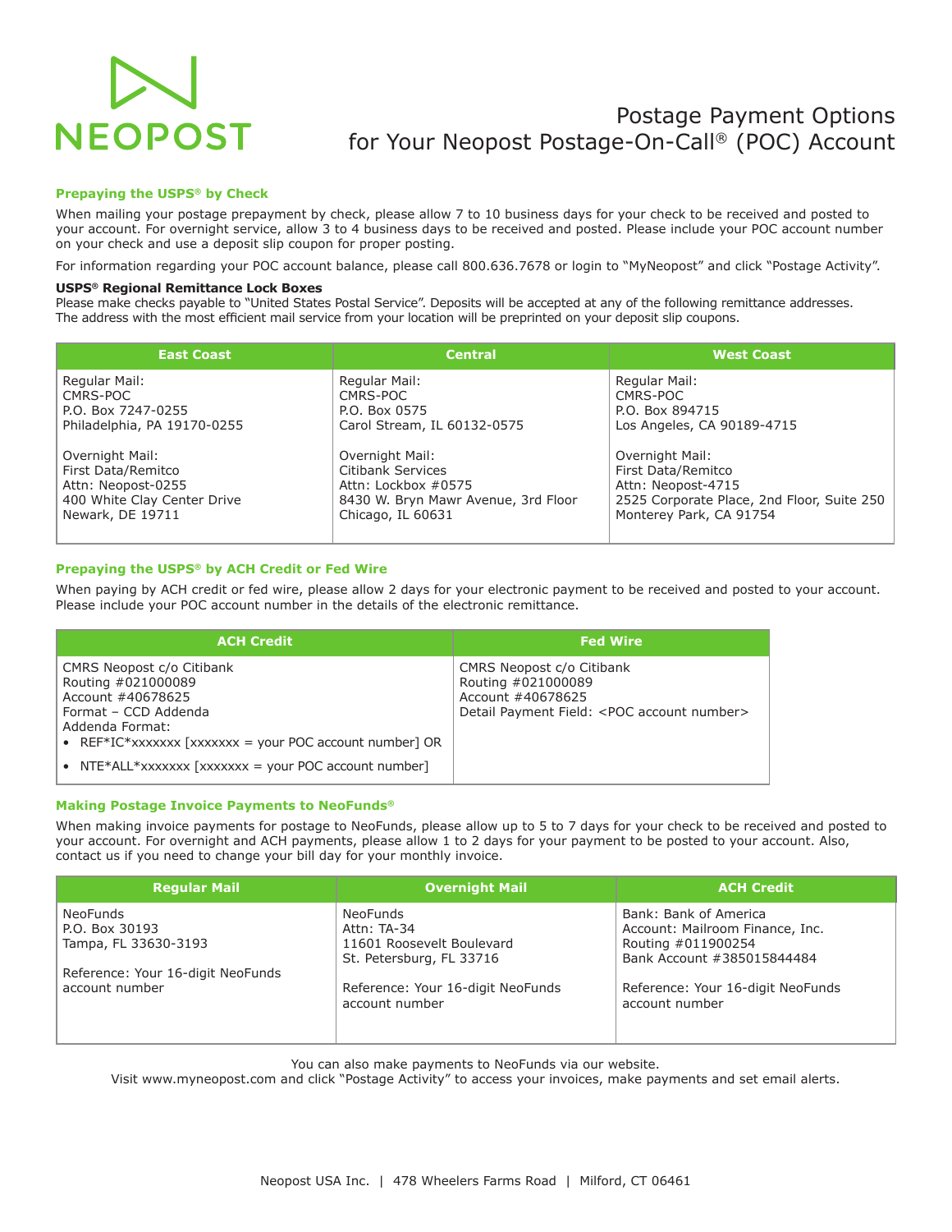NEOPOST

# Postage Payment Options for Your Neopost Postage-On-Call® (POC) Account

## Prepaying the USPS® by Check

When mailing your postage prepayment by check, please allow 7 to 10 business days for your check to be received and posted to your account. For overnight service, allow 3 to 4 business days to be received and posted. Please include your POC account number on your check and use a deposit slip coupon for proper posting.

For information regarding your POC account balance, please call 800.636.7678 or login to "MyNeopost" and click "Postage Activity".

**USPS® Regional Remittance Lock Boxes**

Please make checks payable to "United States Postal Service". Deposits will be accepted at any of the following remittance addresses. The address with the most efficient mail service from your location will be preprinted on your deposit slip coupons.

| East Coast | Central | West Coast |
|---|---|---|
| Regular Mail:<br>CMRS-POC<br>P.O. Box 7247-0255<br>Philadelphia, PA 19170-0255<br><br>Overnight Mail:<br>First Data/Remitco<br>Attn: Neopost-0255<br>400 White Clay Center Drive<br>Newark, DE 19711 | Regular Mail:<br>CMRS-POC<br>P.O. Box 0575<br>Carol Stream, IL 60132-0575<br><br>Overnight Mail:<br>Citibank Services<br>Attn: Lockbox #0575<br>8430 W. Bryn Mawr Avenue, 3rd Floor<br>Chicago, IL 60631 | Regular Mail:<br>CMRS-POC<br>P.O. Box 894715<br>Los Angeles, CA 90189-4715<br><br>Overnight Mail:<br>First Data/Remitco<br>Attn: Neopost-4715<br>2525 Corporate Place, 2nd Floor, Suite 250<br>Monterey Park, CA 91754 |

## Prepaying the USPS® by ACH Credit or Fed Wire

When paying by ACH credit or fed wire, please allow 2 days for your electronic payment to be received and posted to your account. Please include your POC account number in the details of the electronic remittance.

| ACH Credit | Fed Wire |
|---|---|
| CMRS Neopost c/o Citibank<br>Routing #021000089<br>Account #40678625<br>Format – CCD Addenda<br>Addenda Format:<br>• REF*IC*xxxxxxx [xxxxxxx = your POC account number] OR<br>• NTE*ALL*xxxxxxx [xxxxxxx = your POC account number] | CMRS Neopost c/o Citibank<br>Routing #021000089<br>Account #40678625<br>Detail Payment Field: <POC account number> |

## Making Postage Invoice Payments to NeoFunds®

When making invoice payments for postage to NeoFunds, please allow up to 5 to 7 days for your check to be received and posted to your account. For overnight and ACH payments, please allow 1 to 2 days for your payment to be posted to your account. Also, contact us if you need to change your bill day for your monthly invoice.

| Regular Mail | Overnight Mail | ACH Credit |
|---|---|---|
| NeoFunds<br>P.O. Box 30193<br>Tampa, FL 33630-3193<br><br>Reference: Your 16-digit NeoFunds account number | NeoFunds<br>Attn: TA-34<br>11601 Roosevelt Boulevard<br>St. Petersburg, FL 33716<br><br>Reference: Your 16-digit NeoFunds account number | Bank: Bank of America<br>Account: Mailroom Finance, Inc.<br>Routing #011900254<br>Bank Account #385015844484<br><br>Reference: Your 16-digit NeoFunds account number |

You can also make payments to NeoFunds via our website.
Visit www.myneopost.com and click "Postage Activity" to access your invoices, make payments and set email alerts.

Neopost USA Inc. | 478 Wheelers Farms Road | Milford, CT 06461